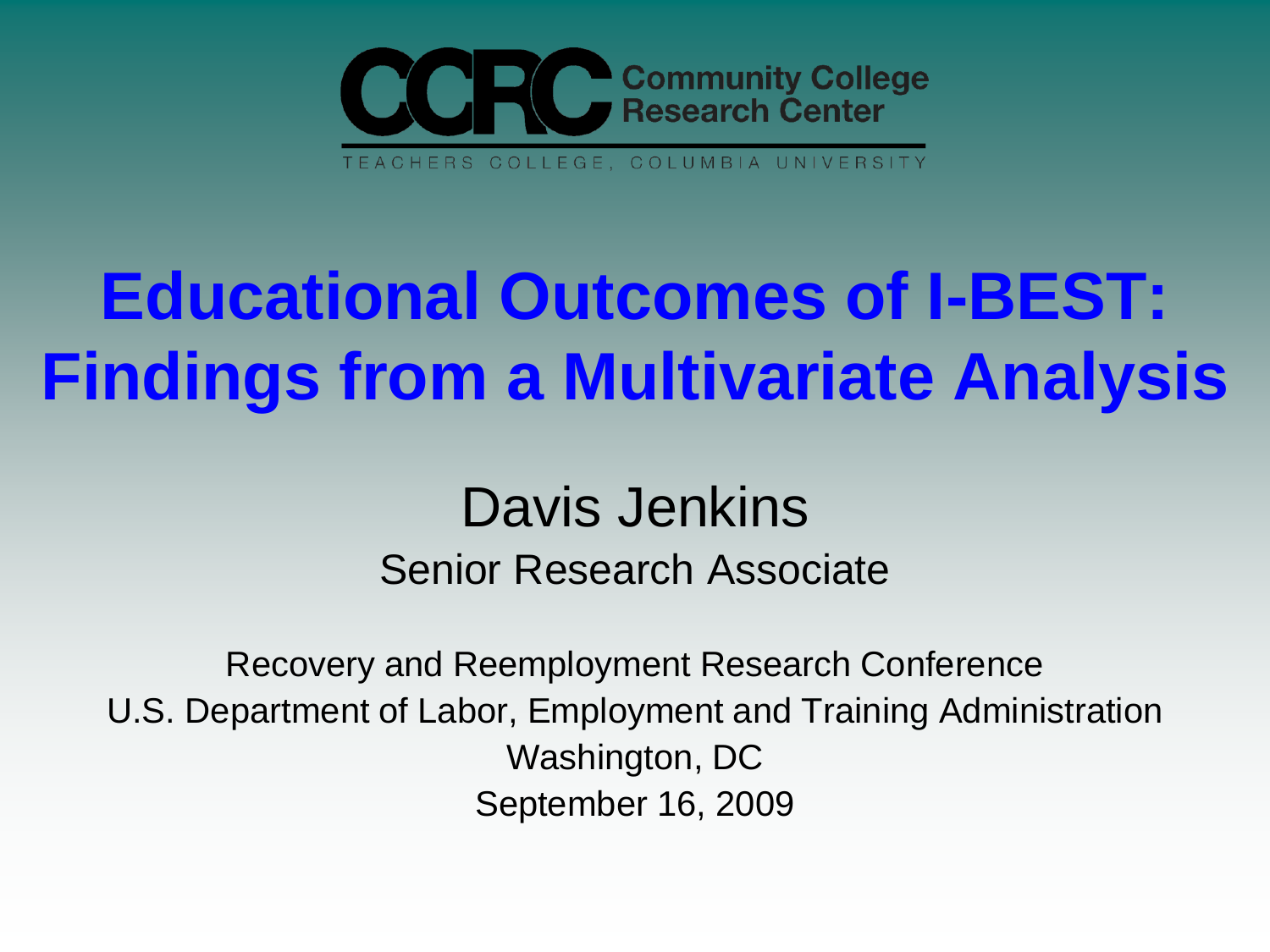CCRC Community College Research Center

TEACHERS COLLEGE, COLUMBIA UNIVERSITY

# Educational Outcomes of I-BEST: Findings from a Multivariate Analysis

Davis Jenkins

Senior Research Associate

Recovery and Reemployment Research Conference

U.S. Department of Labor, Employment and Training Administration

Washington, DC

September 16, 2009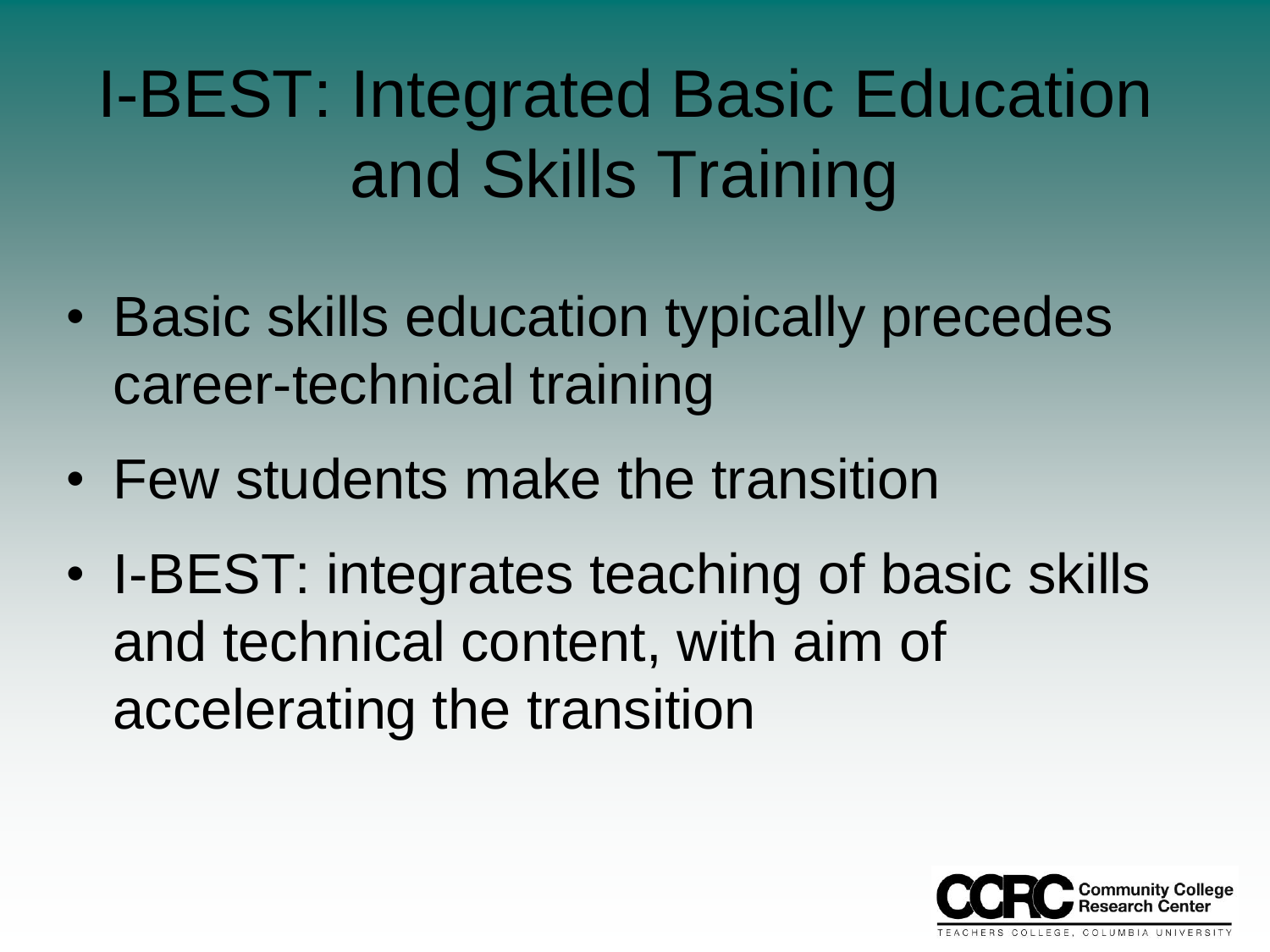# I-BEST: Integrated Basic Education and Skills Training

- Basic skills education typically precedes career-technical training
- Few students make the transition
- I-BEST: integrates teaching of basic skills and technical content, with aim of accelerating the transition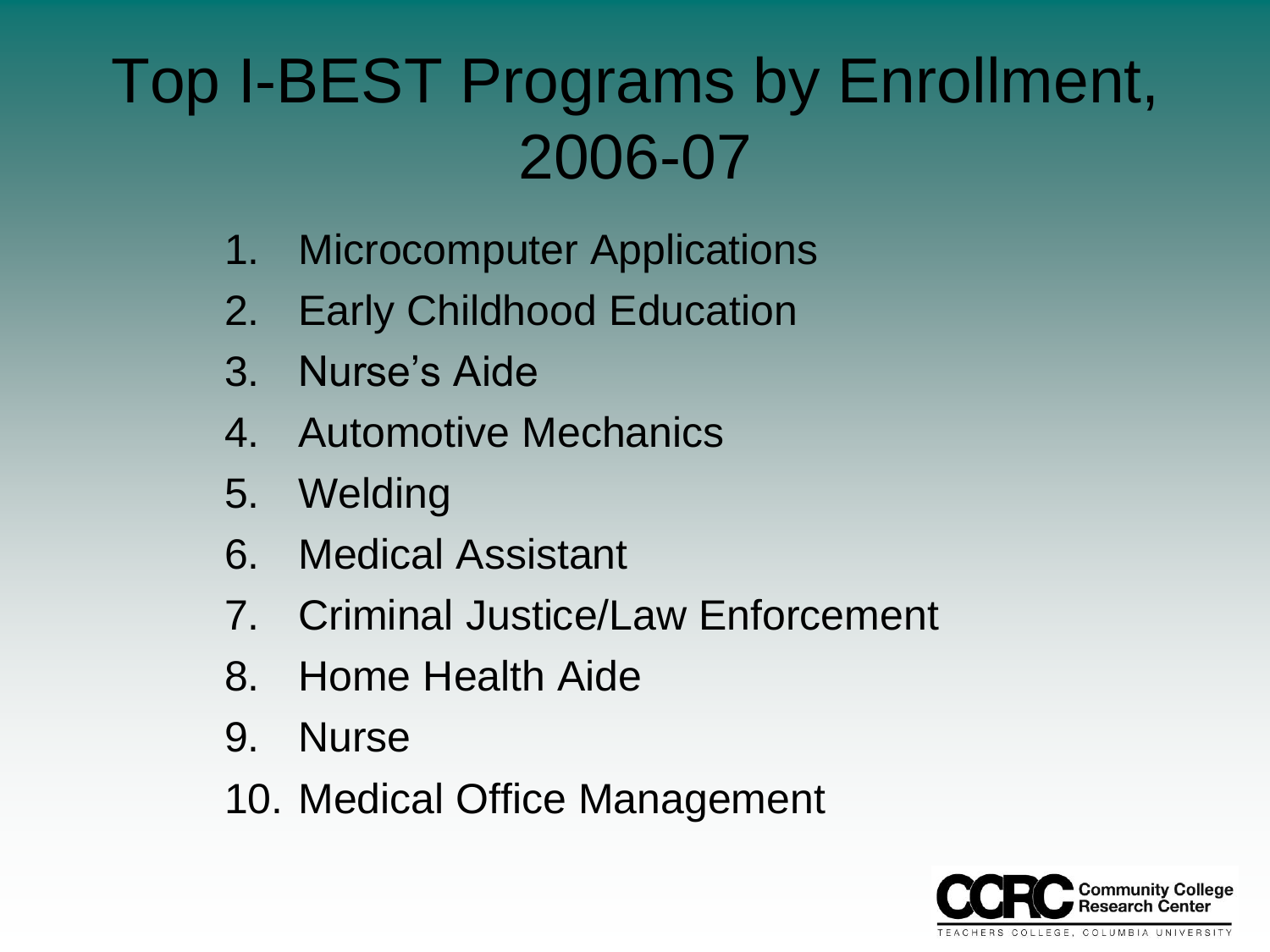# Top I-BEST Programs by Enrollment, 2006-07

1. Microcomputer Applications
2. Early Childhood Education
3. Nurse's Aide
4. Automotive Mechanics
5. Welding
6. Medical Assistant
7. Criminal Justice/Law Enforcement
8. Home Health Aide
9. Nurse
10. Medical Office Management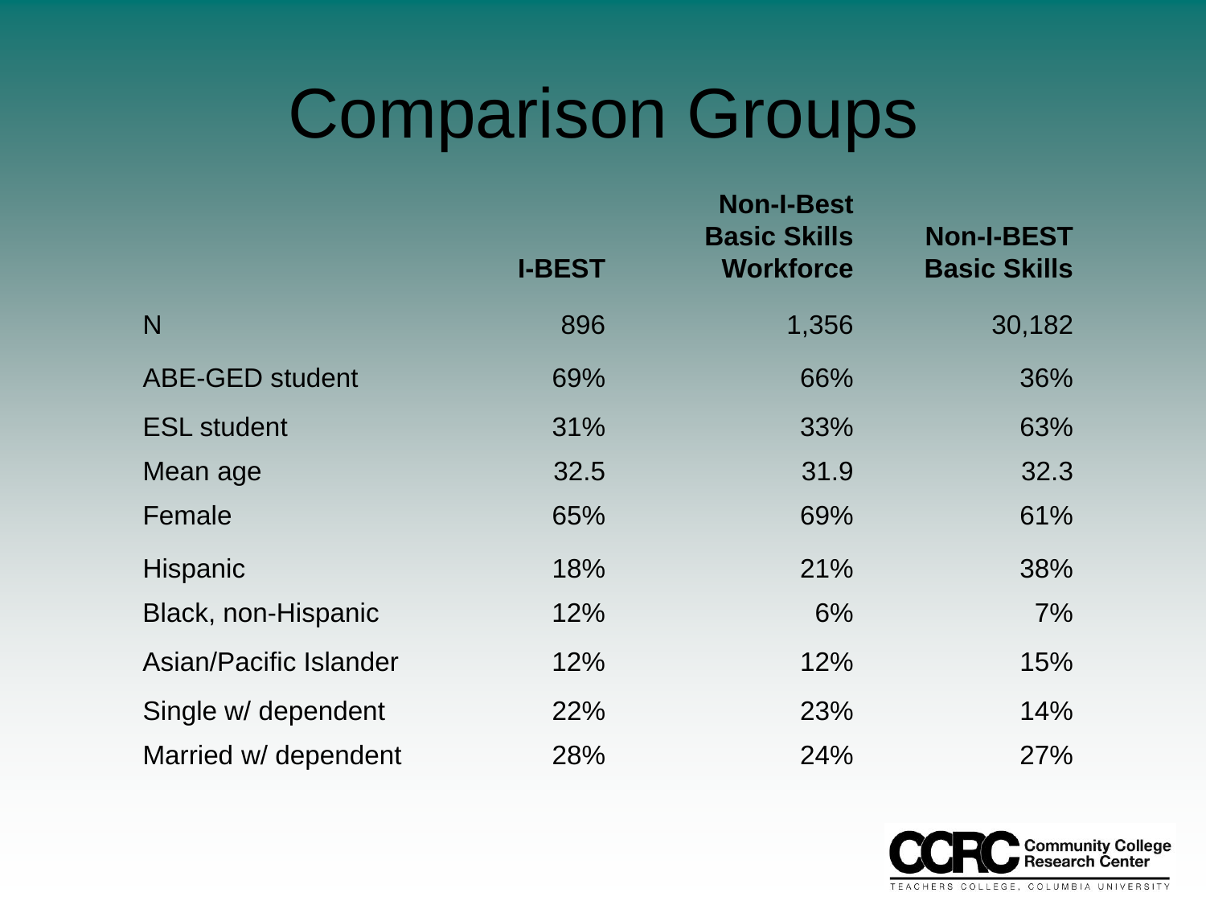# Comparison Groups

| | I-BEST | Non-I-Best Basic Skills Workforce | Non-I-BEST Basic Skills |
|---|---|---|---|
| N | 896 | 1,356 | 30,182 |
| ABE-GED student | 69% | 66% | 36% |
| ESL student | 31% | 33% | 63% |
| Mean age | 32.5 | 31.9 | 32.3 |
| Female | 65% | 69% | 61% |
| Hispanic | 18% | 21% | 38% |
| Black, non-Hispanic | 12% | 6% | 7% |
| Asian/Pacific Islander | 12% | 12% | 15% |
| Single w/ dependent | 22% | 23% | 14% |
| Married w/ dependent | 28% | 24% | 27% |

CCRC Community College Research Center
TEACHERS COLLEGE, COLUMBIA UNIVERSITY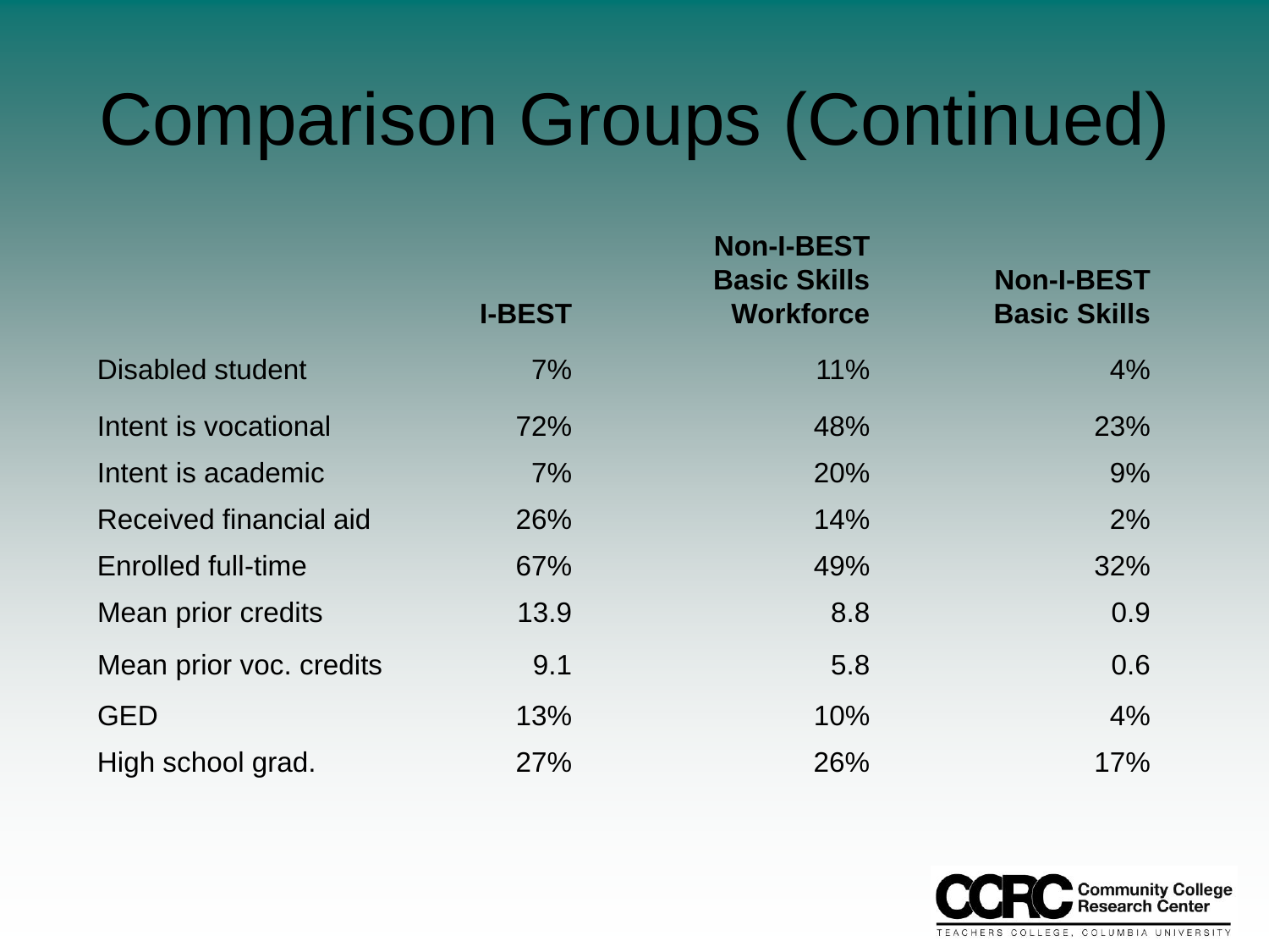# Comparison Groups (Continued)

| | I-BEST | Non-I-BEST Basic Skills Workforce | Non-I-BEST Basic Skills |
|---|---|---|---|
| Disabled student | 7% | 11% | 4% |
| Intent is vocational | 72% | 48% | 23% |
| Intent is academic | 7% | 20% | 9% |
| Received financial aid | 26% | 14% | 2% |
| Enrolled full-time | 67% | 49% | 32% |
| Mean prior credits | 13.9 | 8.8 | 0.9 |
| Mean prior voc. credits | 9.1 | 5.8 | 0.6 |
| GED | 13% | 10% | 4% |
| High school grad. | 27% | 26% | 17% |

CCRC Community College Research Center
TEACHERS COLLEGE, COLUMBIA UNIVERSITY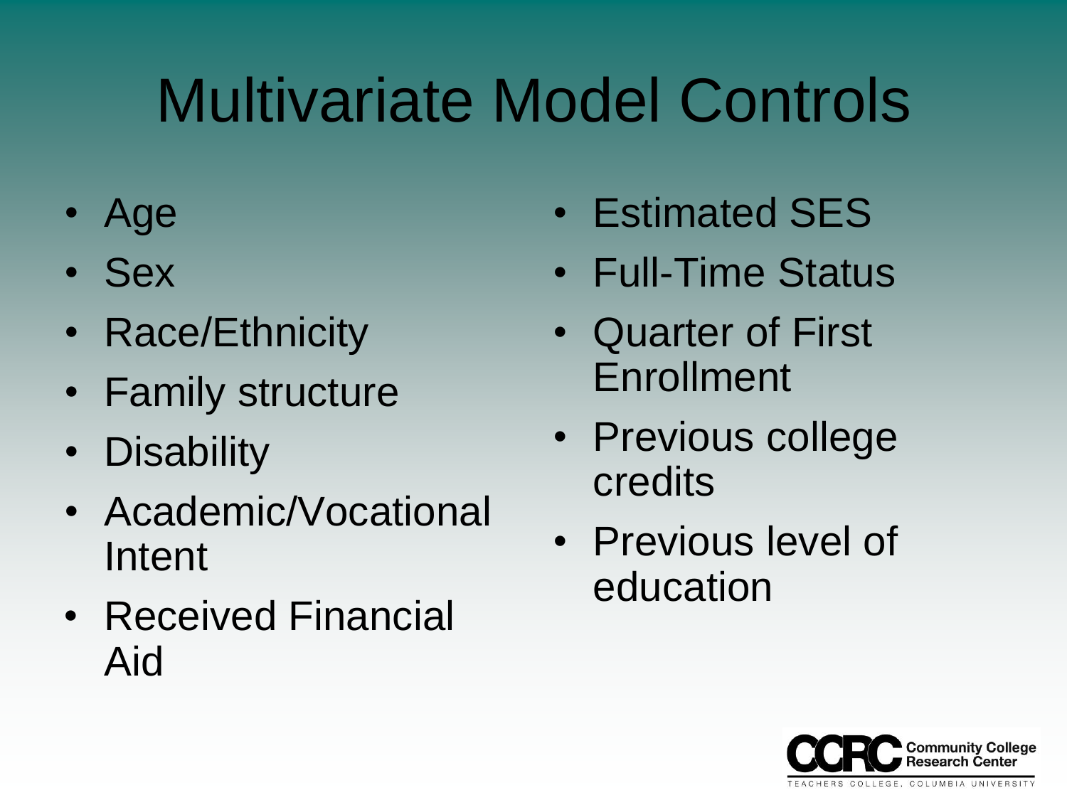# Multivariate Model Controls

- Age
- Sex
- Race/Ethnicity
- Family structure
- Disability
- Academic/Vocational Intent
- Received Financial Aid
- Estimated SES
- Full-Time Status
- Quarter of First Enrollment
- Previous college credits
- Previous level of education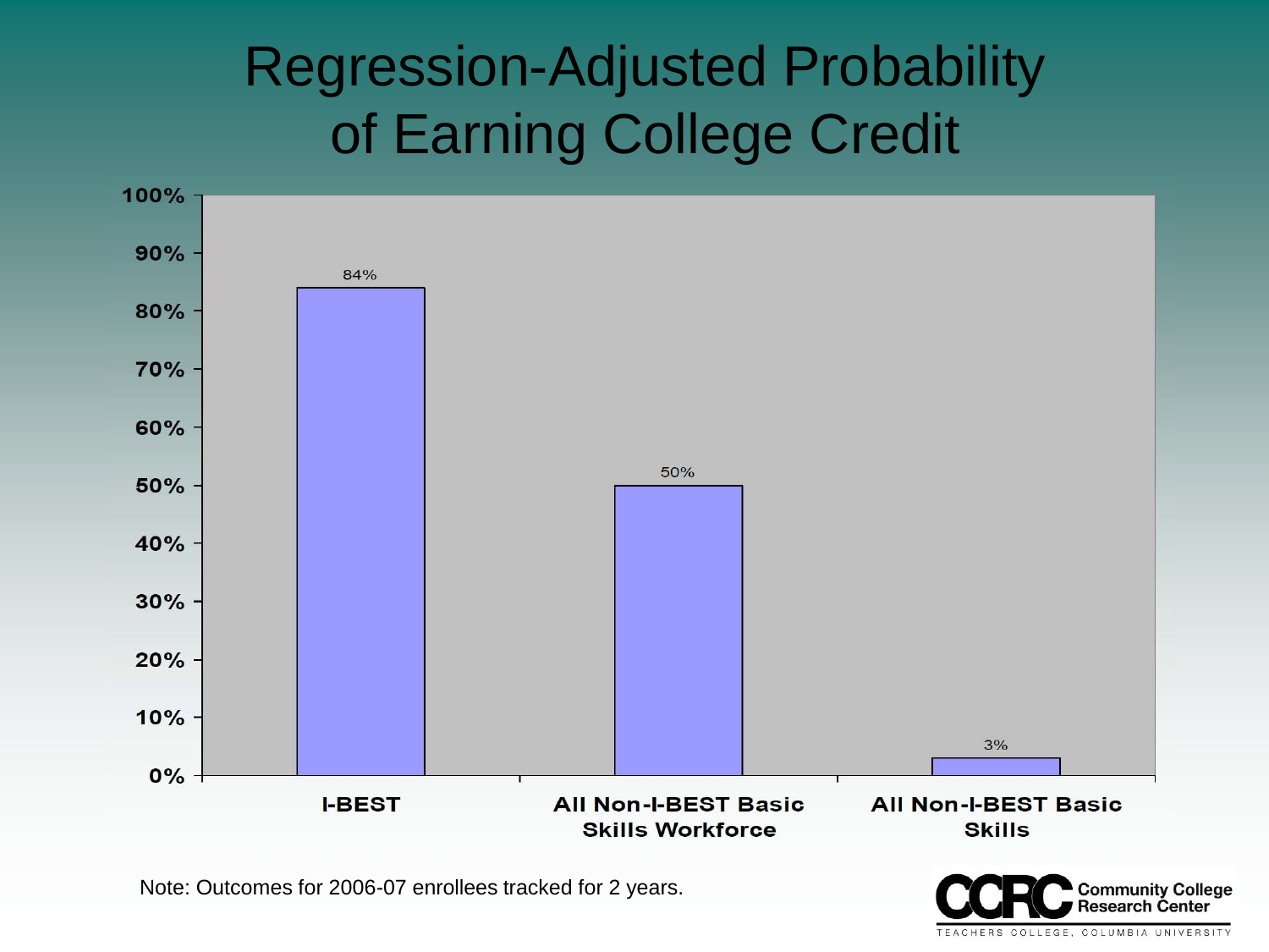# Regression-Adjusted Probability of Earning College Credit

| Group | Probability |
|---|---|
| I-BEST | 84% |
| All Non-I-BEST Basic Skills Workforce | 50% |
| All Non-I-BEST Basic Skills | 3% |

Note: Outcomes for 2006-07 enrollees tracked for 2 years.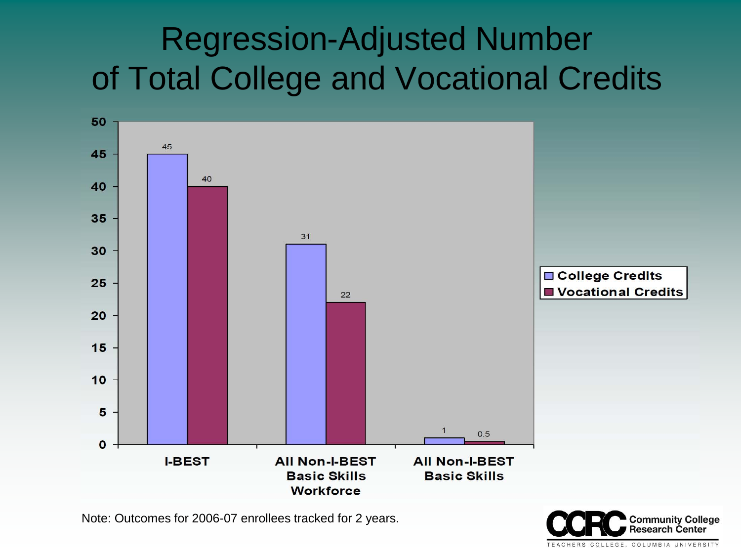# Regression-Adjusted Number of Total College and Vocational Credits

| | College Credits | Vocational Credits |
|---|---|---|
| I-BEST | 45 | 40 |
| All Non-I-BEST Basic Skills Workforce | 31 | 22 |
| All Non-I-BEST Basic Skills | 1 | 0.5 |

Note: Outcomes for 2006-07 enrollees tracked for 2 years.

CCRC Community College Research Center
TEACHERS COLLEGE, COLUMBIA UNIVERSITY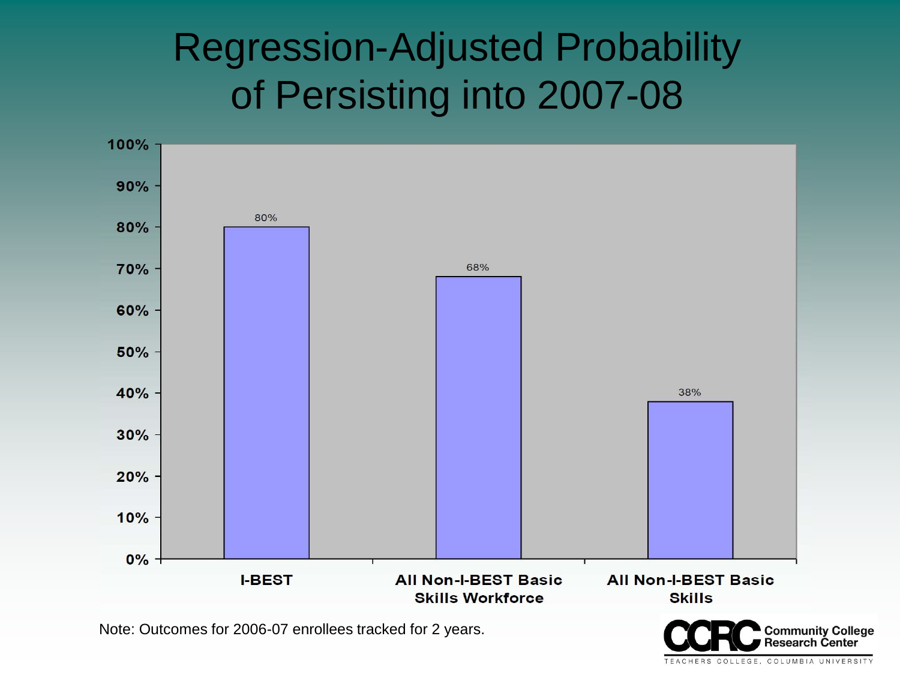# Regression-Adjusted Probability of Persisting into 2007-08

| Group | Probability |
|---|---|
| I-BEST | 80% |
| All Non-I-BEST Basic Skills Workforce | 68% |
| All Non-I-BEST Basic Skills | 38% |

Note: Outcomes for 2006-07 enrollees tracked for 2 years.

CCRC Community College Research Center
TEACHERS COLLEGE, COLUMBIA UNIVERSITY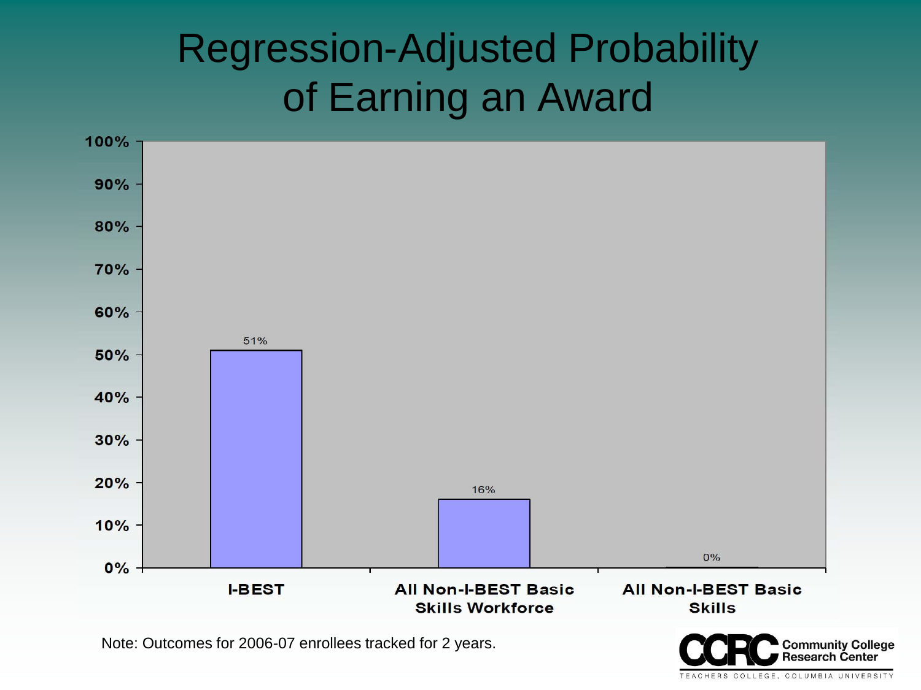# Regression-Adjusted Probability of Earning an Award

| Group | Probability |
|---|---|
| I-BEST | 51% |
| All Non-I-BEST Basic Skills Workforce | 16% |
| All Non-I-BEST Basic Skills | 0% |

Note: Outcomes for 2006-07 enrollees tracked for 2 years.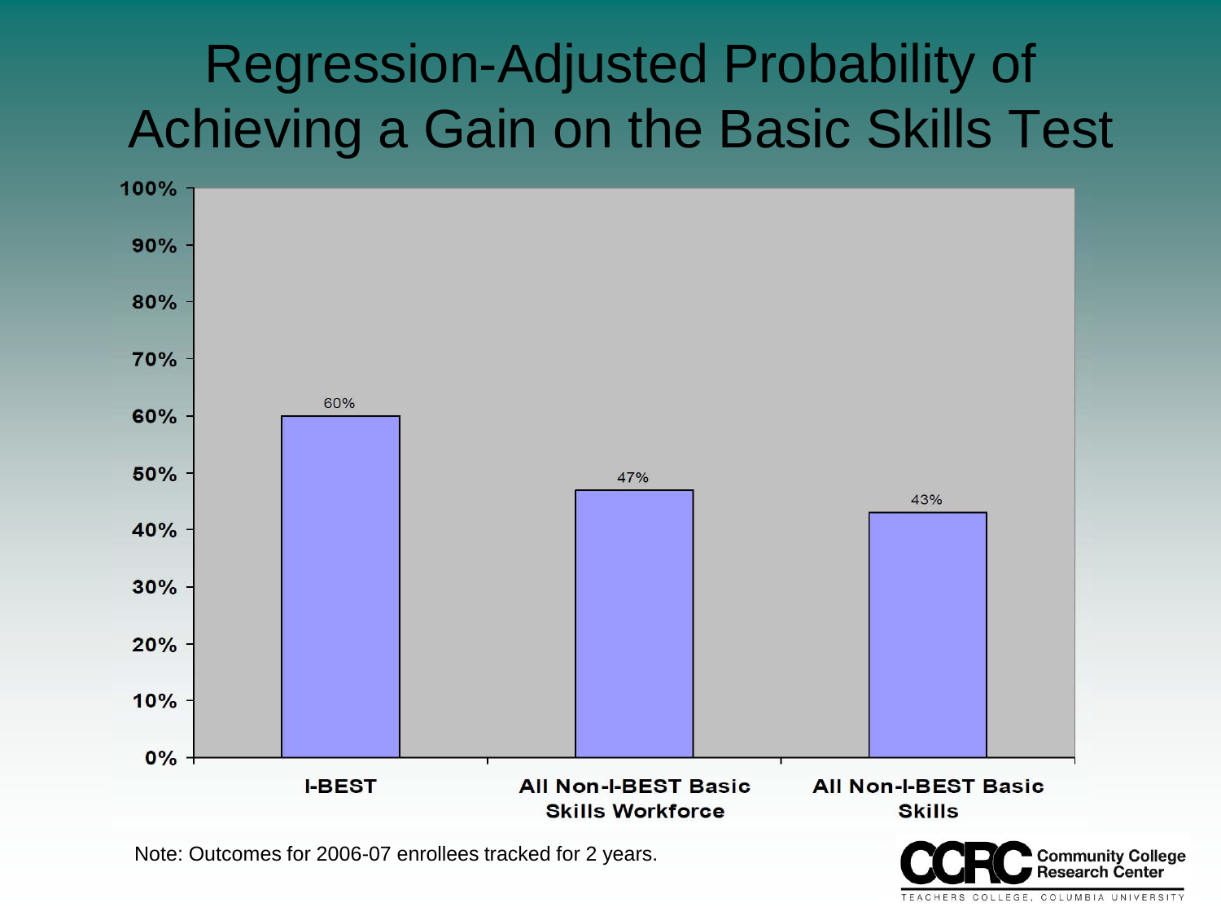# Regression-Adjusted Probability of Achieving a Gain on the Basic Skills Test

| Group | Probability |
|---|---|
| I-BEST | 60% |
| All Non-I-BEST Basic Skills Workforce | 47% |
| All Non-I-BEST Basic Skills | 43% |

Note: Outcomes for 2006-07 enrollees tracked for 2 years.

CCRC Community College Research Center
TEACHERS COLLEGE, COLUMBIA UNIVERSITY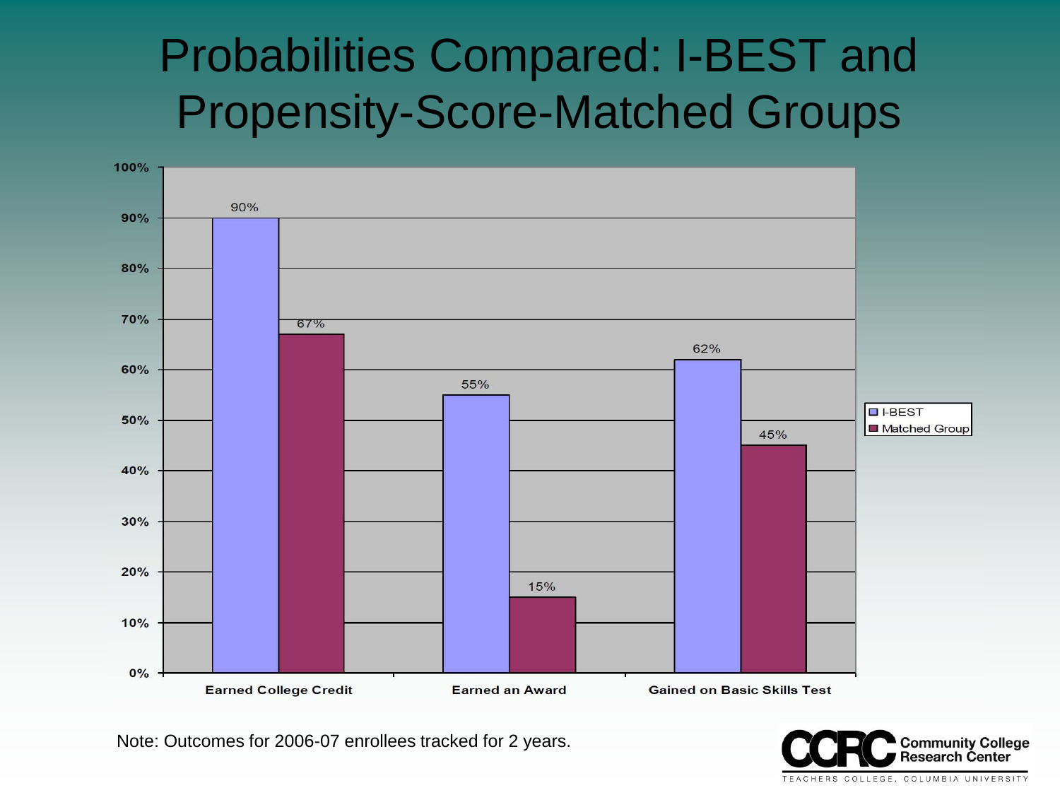# Probabilities Compared: I-BEST and Propensity-Score-Matched Groups

| | I-BEST | Matched Group |
|---|---|---|
| Earned College Credit | 90% | 67% |
| Earned an Award | 55% | 15% |
| Gained on Basic Skills Test | 62% | 45% |

Note: Outcomes for 2006-07 enrollees tracked for 2 years.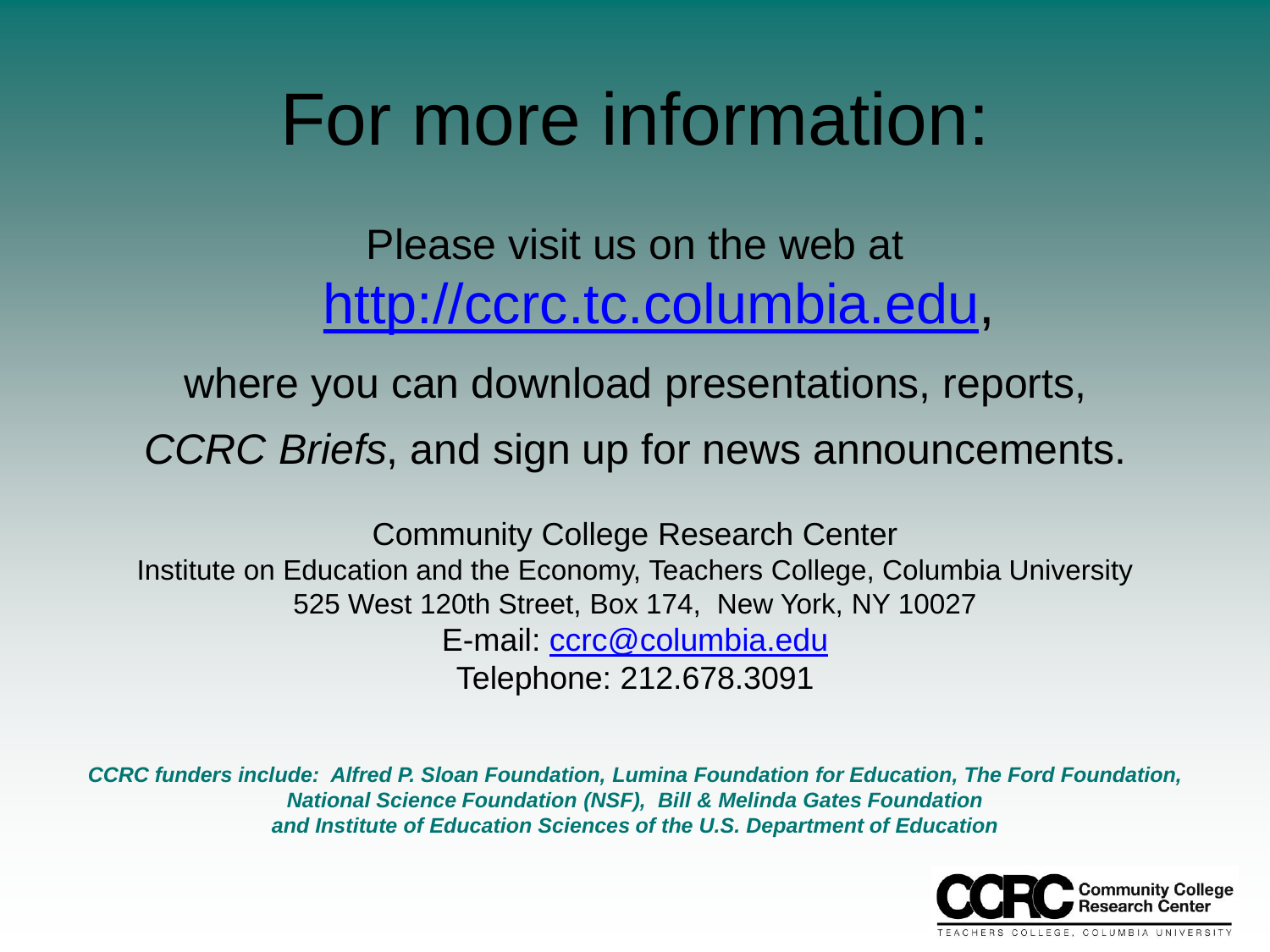# For more information:

Please visit us on the web at http://ccrc.tc.columbia.edu,

where you can download presentations, reports, *CCRC Briefs*, and sign up for news announcements.

Community College Research Center
Institute on Education and the Economy, Teachers College, Columbia University
525 West 120th Street, Box 174, New York, NY 10027
E-mail: ccrc@columbia.edu
Telephone: 212.678.3091

***CCRC funders include: Alfred P. Sloan Foundation, Lumina Foundation for Education, The Ford Foundation, National Science Foundation (NSF), Bill & Melinda Gates Foundation and Institute of Education Sciences of the U.S. Department of Education***

CCRC Community College Research Center
TEACHERS COLLEGE, COLUMBIA UNIVERSITY